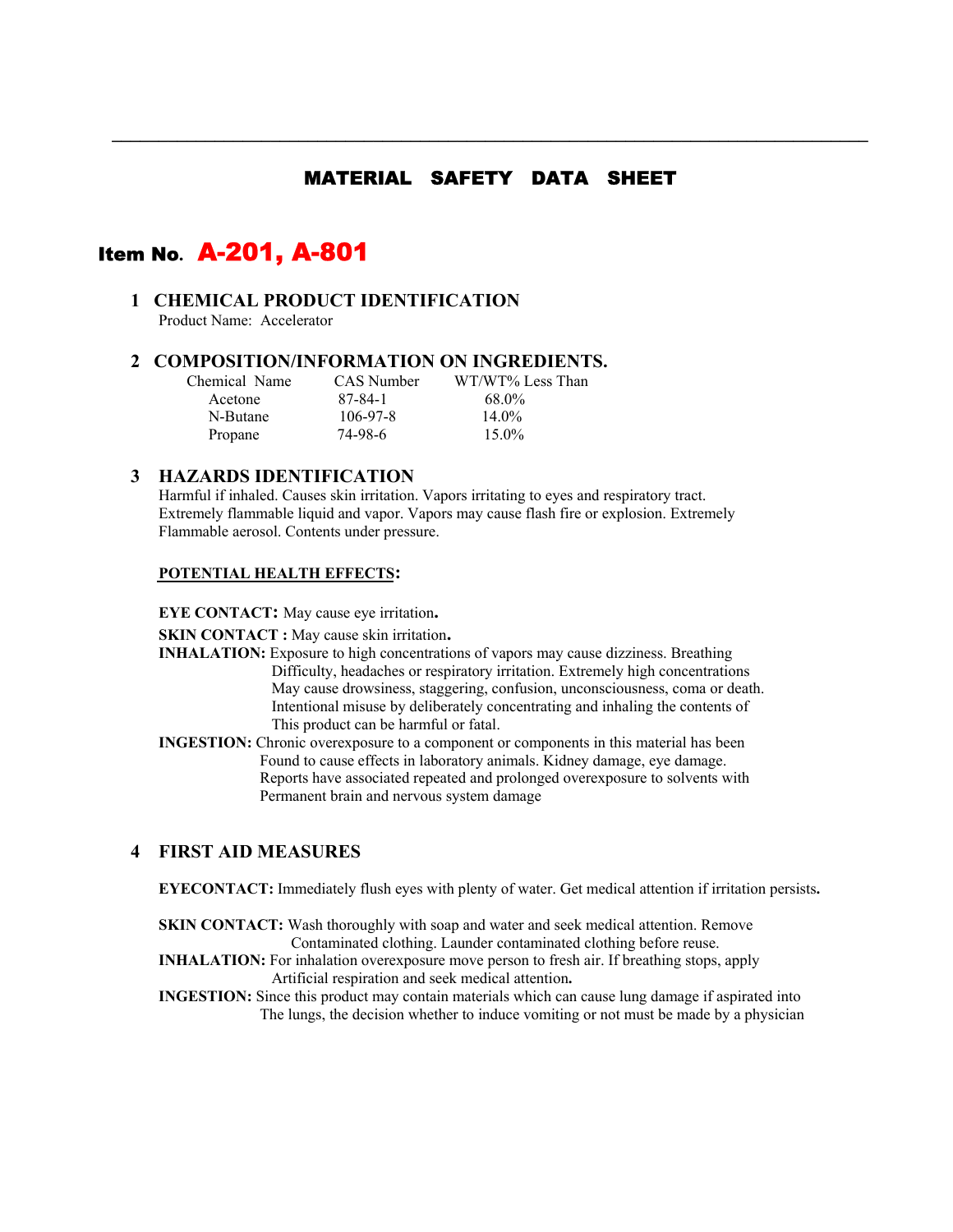# MATERIAL SAFETY DATA SHEET

## Item No. A-201, A-801

### 1 CHEMICAL PRODUCT IDENTIFICATION

Product Name: Accelerator

### 2 COMPOSITION/INFORMATION ON INGREDIENTS.

| Chemical Name | CAS Number | WT/WT% Less Than |
|---|---|---|
| Acetone | 87-84-1 | 68.0% |
| N-Butane | 106-97-8 | 14.0% |
| Propane | 74-98-6 | 15.0% |

### 3 HAZARDS IDENTIFICATION

Harmful if inhaled. Causes skin irritation. Vapors irritating to eyes and respiratory tract. Extremely flammable liquid and vapor. Vapors may cause flash fire or explosion. Extremely Flammable aerosol. Contents under pressure.

**POTENTIAL HEALTH EFFECTS:**

**EYE CONTACT:** May cause eye irritation**.**

**SKIN CONTACT :** May cause skin irritation**.**

**INHALATION:** Exposure to high concentrations of vapors may cause dizziness. Breathing Difficulty, headaches or respiratory irritation. Extremely high concentrations May cause drowsiness, staggering, confusion, unconsciousness, coma or death. Intentional misuse by deliberately concentrating and inhaling the contents of This product can be harmful or fatal.

**INGESTION:** Chronic overexposure to a component or components in this material has been Found to cause effects in laboratory animals. Kidney damage, eye damage. Reports have associated repeated and prolonged overexposure to solvents with Permanent brain and nervous system damage

### 4 FIRST AID MEASURES

**EYECONTACT:** Immediately flush eyes with plenty of water. Get medical attention if irritation persists**.**

**SKIN CONTACT:** Wash thoroughly with soap and water and seek medical attention. Remove Contaminated clothing. Launder contaminated clothing before reuse.

**INHALATION:** For inhalation overexposure move person to fresh air. If breathing stops, apply Artificial respiration and seek medical attention**.**

**INGESTION:** Since this product may contain materials which can cause lung damage if aspirated into The lungs, the decision whether to induce vomiting or not must be made by a physician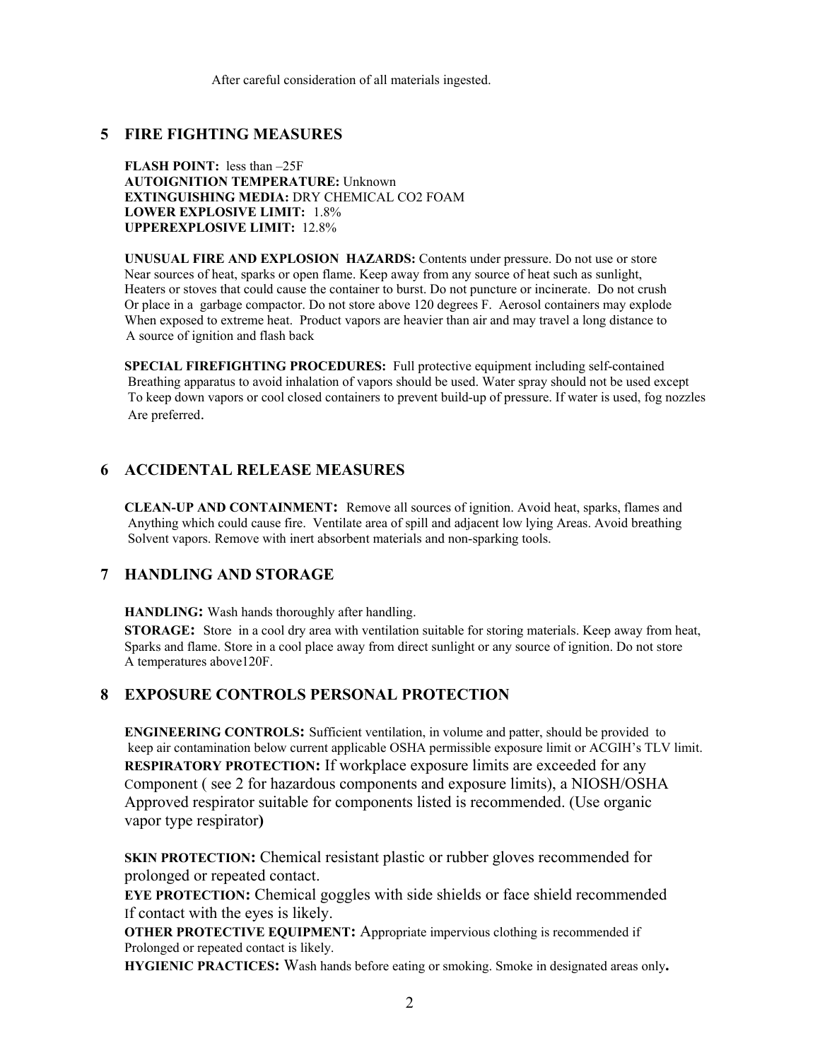After careful consideration of all materials ingested.

## 5 FIRE FIGHTING MEASURES

**FLASH POINT:** less than –25F
**AUTOIGNITION TEMPERATURE:** Unknown
**EXTINGUISHING MEDIA:** DRY CHEMICAL CO2 FOAM
**LOWER EXPLOSIVE LIMIT:** 1.8%
**UPPEREXPLOSIVE LIMIT:** 12.8%

**UNUSUAL FIRE AND EXPLOSION HAZARDS:** Contents under pressure. Do not use or store Near sources of heat, sparks or open flame. Keep away from any source of heat such as sunlight, Heaters or stoves that could cause the container to burst. Do not puncture or incinerate. Do not crush Or place in a garbage compactor. Do not store above 120 degrees F. Aerosol containers may explode When exposed to extreme heat. Product vapors are heavier than air and may travel a long distance to A source of ignition and flash back

**SPECIAL FIREFIGHTING PROCEDURES:** Full protective equipment including self-contained Breathing apparatus to avoid inhalation of vapors should be used. Water spray should not be used except To keep down vapors or cool closed containers to prevent build-up of pressure. If water is used, fog nozzles Are preferred.

## 6 ACCIDENTAL RELEASE MEASURES

**CLEAN-UP AND CONTAINMENT:** Remove all sources of ignition. Avoid heat, sparks, flames and Anything which could cause fire. Ventilate area of spill and adjacent low lying Areas. Avoid breathing Solvent vapors. Remove with inert absorbent materials and non-sparking tools.

## 7 HANDLING AND STORAGE

**HANDLING:** Wash hands thoroughly after handling.

**STORAGE:** Store in a cool dry area with ventilation suitable for storing materials. Keep away from heat, Sparks and flame. Store in a cool place away from direct sunlight or any source of ignition. Do not store A temperatures above120F.

## 8 EXPOSURE CONTROLS PERSONAL PROTECTION

**ENGINEERING CONTROLS:** Sufficient ventilation, in volume and patter, should be provided to keep air contamination below current applicable OSHA permissible exposure limit or ACGIH's TLV limit.

**RESPIRATORY PROTECTION:** If workplace exposure limits are exceeded for any Component ( see 2 for hazardous components and exposure limits), a NIOSH/OSHA Approved respirator suitable for components listed is recommended. (Use organic vapor type respirator**)**

**SKIN PROTECTION:** Chemical resistant plastic or rubber gloves recommended for prolonged or repeated contact.

**EYE PROTECTION:** Chemical goggles with side shields or face shield recommended If contact with the eyes is likely.

**OTHER PROTECTIVE EQUIPMENT:** Appropriate impervious clothing is recommended if Prolonged or repeated contact is likely.

**HYGIENIC PRACTICES:** Wash hands before eating or smoking. Smoke in designated areas only**.**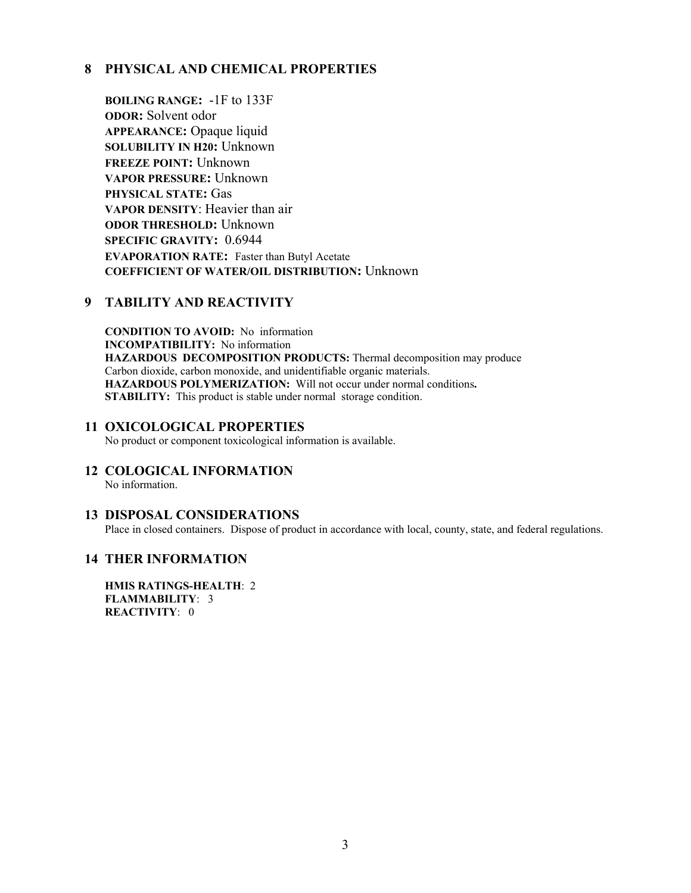## 8 PHYSICAL AND CHEMICAL PROPERTIES

**BOILING RANGE:** -1F to 133F
**ODOR:** Solvent odor
**APPEARANCE:** Opaque liquid
**SOLUBILITY IN H20:** Unknown
**FREEZE POINT:** Unknown
**VAPOR PRESSURE:** Unknown
**PHYSICAL STATE:** Gas
**VAPOR DENSITY**: Heavier than air
**ODOR THRESHOLD:** Unknown
**SPECIFIC GRAVITY:** 0.6944
**EVAPORATION RATE:** Faster than Butyl Acetate
**COEFFICIENT OF WATER/OIL DISTRIBUTION:** Unknown

## 9 TABILITY AND REACTIVITY

**CONDITION TO AVOID:** No information
**INCOMPATIBILITY:** No information
**HAZARDOUS DECOMPOSITION PRODUCTS:** Thermal decomposition may produce Carbon dioxide, carbon monoxide, and unidentifiable organic materials.
**HAZARDOUS POLYMERIZATION:** Will not occur under normal conditions**.**
**STABILITY:** This product is stable under normal storage condition.

## 11 OXICOLOGICAL PROPERTIES

No product or component toxicological information is available.

## 12 COLOGICAL INFORMATION

No information.

## 13 DISPOSAL CONSIDERATIONS

Place in closed containers. Dispose of product in accordance with local, county, state, and federal regulations.

## 14 THER INFORMATION

**HMIS RATINGS-HEALTH**: 2
**FLAMMABILITY**: 3
**REACTIVITY**: 0